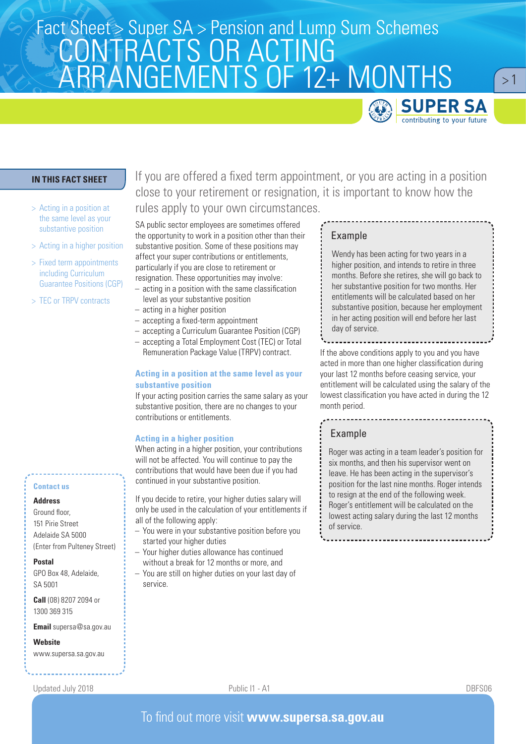Fact Sheet > Super SA > Pension and Lump Sum Schemes

# CONTRACTS OR ACTING ARRANGEMENTS OF 12+ MONTHS

SUPER SA
contributing to your future

## IN THIS FACT SHEET

- > Acting in a position at the same level as your substantive position
- > Acting in a higher position
- > Fixed term appointments including Curriculum Guarantee Positions (CGP)
- > TEC or TRPV contracts

If you are offered a fixed term appointment, or you are acting in a position close to your retirement or resignation, it is important to know how the rules apply to your own circumstances.

SA public sector employees are sometimes offered the opportunity to work in a position other than their substantive position. Some of these positions may affect your super contributions or entitlements, particularly if you are close to retirement or resignation. These opportunities may involve:

- acting in a position with the same classification level as your substantive position
- acting in a higher position
- accepting a fixed-term appointment
- accepting a Curriculum Guarantee Position (CGP)
- accepting a Total Employment Cost (TEC) or Total Remuneration Package Value (TRPV) contract.

### Acting in a position at the same level as your substantive position

If your acting position carries the same salary as your substantive position, there are no changes to your contributions or entitlements.

### Acting in a higher position

When acting in a higher position, your contributions will not be affected. You will continue to pay the contributions that would have been due if you had continued in your substantive position.

If you decide to retire, your higher duties salary will only be used in the calculation of your entitlements if all of the following apply:

- Your were in your substantive position before you started your higher duties
- Your higher duties allowance has continued without a break for 12 months or more, and
- You are still on higher duties on your last day of service.

> **Example**
>
> Wendy has been acting for two years in a higher position, and intends to retire in three months. Before she retires, she will go back to her substantive position for two months. Her entitlements will be calculated based on her substantive position, because her employment in her acting position will end before her last day of service.

If the above conditions apply to you and you have acted in more than one higher classification during your last 12 months before ceasing service, your entitlement will be calculated using the salary of the lowest classification you have acted in during the 12 month period.

> **Example**
>
> Roger was acting in a team leader's position for six months, and then his supervisor went on leave. He has been acting in the supervisor's position for the last nine months. Roger intends to resign at the end of the following week. Roger's entitlement will be calculated on the lowest acting salary during the last 12 months of service.

**Contact us**

**Address**
Ground floor,
151 Pirie Street
Adelaide SA 5000
(Enter from Pulteney Street)

**Postal**
GPO Box 48, Adelaide,
SA 5001

**Call** (08) 8207 2094 or
1300 369 315

**Email** supersa@sa.gov.au

**Website**
www.supersa.sa.gov.au

Updated July 2018 | Public I1 - A1 | DBFS06

To find out more visit **www.supersa.sa.gov.au**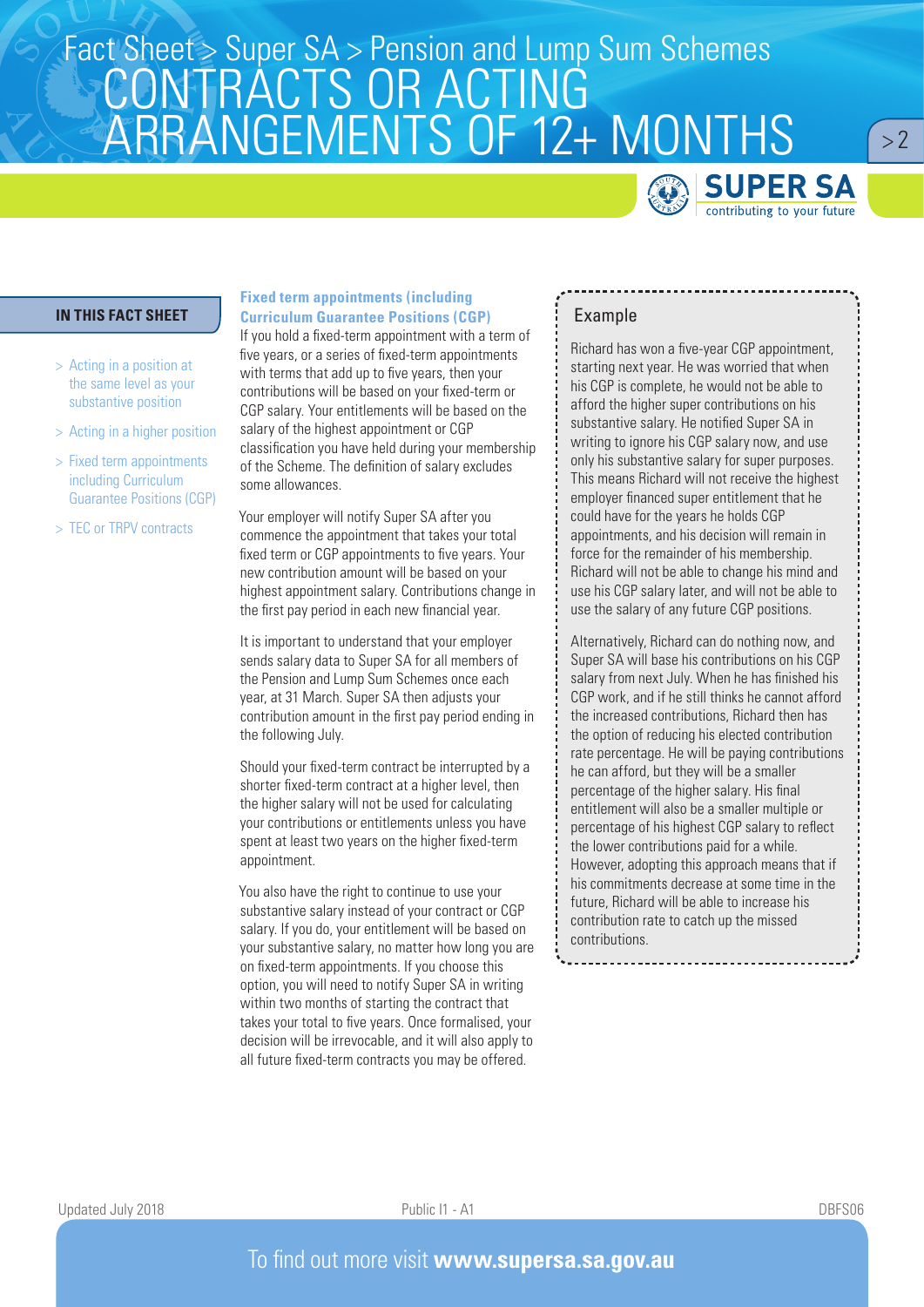# CONTRACTS OR ACTING ARRANGEMENTS OF 12+ MONTHS

## IN THIS FACT SHEET

- > Acting in a position at the same level as your substantive position
- > Acting in a higher position
- > Fixed term appointments including Curriculum Guarantee Positions (CGP)
- > TEC or TRPV contracts

### Fixed term appointments (including Curriculum Guarantee Positions (CGP)

If you hold a fixed-term appointment with a term of five years, or a series of fixed-term appointments with terms that add up to five years, then your contributions will be based on your fixed-term or CGP salary. Your entitlements will be based on the salary of the highest appointment or CGP classification you have held during your membership of the Scheme. The definition of salary excludes some allowances.

Your employer will notify Super SA after you commence the appointment that takes your total fixed term or CGP appointments to five years. Your new contribution amount will be based on your highest appointment salary. Contributions change in the first pay period in each new financial year.

It is important to understand that your employer sends salary data to Super SA for all members of the Pension and Lump Sum Schemes once each year, at 31 March. Super SA then adjusts your contribution amount in the first pay period ending in the following July.

Should your fixed-term contract be interrupted by a shorter fixed-term contract at a higher level, then the higher salary will not be used for calculating your contributions or entitlements unless you have spent at least two years on the higher fixed-term appointment.

You also have the right to continue to use your substantive salary instead of your contract or CGP salary. If you do, your entitlement will be based on your substantive salary, no matter how long you are on fixed-term appointments. If you choose this option, you will need to notify Super SA in writing within two months of starting the contract that takes your total to five years. Once formalised, your decision will be irrevocable, and it will also apply to all future fixed-term contracts you may be offered.

### Example

Richard has won a five-year CGP appointment, starting next year. He was worried that when his CGP is complete, he would not be able to afford the higher super contributions on his substantive salary. He notified Super SA in writing to ignore his CGP salary now, and use only his substantive salary for super purposes. This means Richard will not receive the highest employer financed super entitlement that he could have for the years he holds CGP appointments, and his decision will remain in force for the remainder of his membership. Richard will not be able to change his mind and use his CGP salary later, and will not be able to use the salary of any future CGP positions.

Alternatively, Richard can do nothing now, and Super SA will base his contributions on his CGP salary from next July. When he has finished his CGP work, and if he still thinks he cannot afford the increased contributions, Richard then has the option of reducing his elected contribution rate percentage. He will be paying contributions he can afford, but they will be a smaller percentage of the higher salary. His final entitlement will also be a smaller multiple or percentage of his highest CGP salary to reflect the lower contributions paid for a while. However, adopting this approach means that if his commitments decrease at some time in the future, Richard will be able to increase his contribution rate to catch up the missed contributions.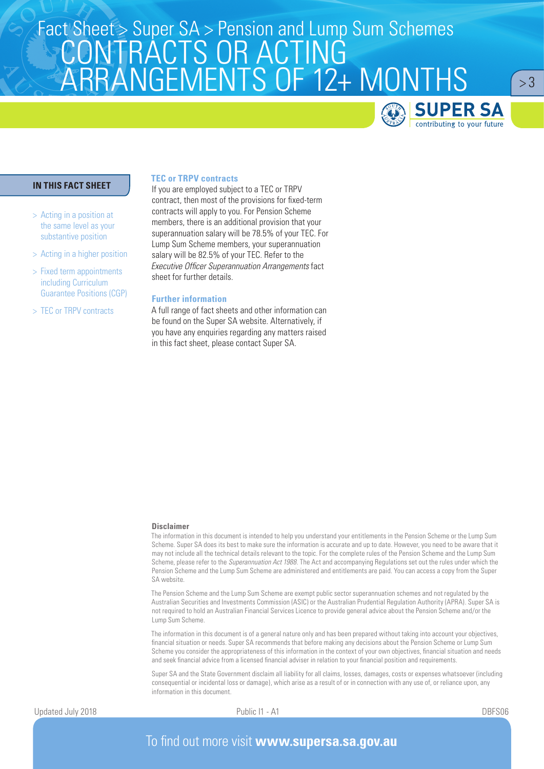# Fact Sheet > Super SA > Pension and Lump Sum Schemes
# CONTRACTS OR ACTING ARRANGEMENTS OF 12+ MONTHS

**IN THIS FACT SHEET**

- > Acting in a position at the same level as your substantive position
- > Acting in a higher position
- > Fixed term appointments including Curriculum Guarantee Positions (CGP)
- > TEC or TRPV contracts

### TEC or TRPV contracts

If you are employed subject to a TEC or TRPV contract, then most of the provisions for fixed-term contracts will apply to you. For Pension Scheme members, there is an additional provision that your superannuation salary will be 78.5% of your TEC. For Lump Sum Scheme members, your superannuation salary will be 82.5% of your TEC. Refer to the *Executive Officer Superannuation Arrangements* fact sheet for further details.

### Further information

A full range of fact sheets and other information can be found on the Super SA website. Alternatively, if you have any enquiries regarding any matters raised in this fact sheet, please contact Super SA.

**Disclaimer**

The information in this document is intended to help you understand your entitlements in the Pension Scheme or the Lump Sum Scheme. Super SA does its best to make sure the information is accurate and up to date. However, you need to be aware that it may not include all the technical details relevant to the topic. For the complete rules of the Pension Scheme and the Lump Sum Scheme, please refer to the *Superannuation Act 1988*. The Act and accompanying Regulations set out the rules under which the Pension Scheme and the Lump Sum Scheme are administered and entitlements are paid. You can access a copy from the Super SA website.

The Pension Scheme and the Lump Sum Scheme are exempt public sector superannuation schemes and not regulated by the Australian Securities and Investments Commission (ASIC) or the Australian Prudential Regulation Authority (APRA). Super SA is not required to hold an Australian Financial Services Licence to provide general advice about the Pension Scheme and/or the Lump Sum Scheme.

The information in this document is of a general nature only and has been prepared without taking into account your objectives, financial situation or needs. Super SA recommends that before making any decisions about the Pension Scheme or Lump Sum Scheme you consider the appropriateness of this information in the context of your own objectives, financial situation and needs and seek financial advice from a licensed financial adviser in relation to your financial position and requirements.

Super SA and the State Government disclaim all liability for all claims, losses, damages, costs or expenses whatsoever (including consequential or incidental loss or damage), which arise as a result of or in connection with any use of, or reliance upon, any information in this document.

Updated July 2018 Public I1 - A1 DBFS06

To find out more visit **www.supersa.sa.gov.au**